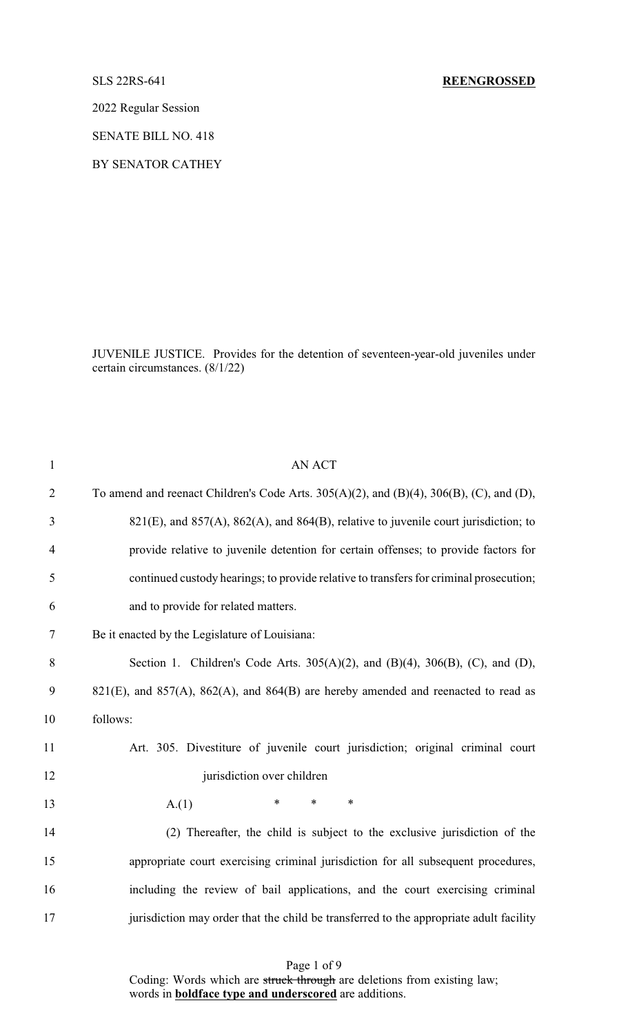SLS 22RS-641 **REENGROSSED**

2022 Regular Session

SENATE BILL NO. 418

BY SENATOR CATHEY

JUVENILE JUSTICE. Provides for the detention of seventeen-year-old juveniles under certain circumstances. (8/1/22)

AN ACT

To amend and reenact Children's Code Arts. 305(A)(2), and (B)(4), 306(B), (C), and (D), 821(E), and 857(A), 862(A), and 864(B), relative to juvenile court jurisdiction; to provide relative to juvenile detention for certain offenses; to provide factors for continued custody hearings; to provide relative to transfers for criminal prosecution; and to provide for related matters.

Be it enacted by the Legislature of Louisiana:

Section 1. Children's Code Arts. 305(A)(2), and (B)(4), 306(B), (C), and (D), 821(E), and 857(A), 862(A), and 864(B) are hereby amended and reenacted to read as follows:

Art. 305. Divestiture of juvenile court jurisdiction; original criminal court jurisdiction over children

A.(1) * * *

(2) Thereafter, the child is subject to the exclusive jurisdiction of the appropriate court exercising criminal jurisdiction for all subsequent procedures, including the review of bail applications, and the court exercising criminal jurisdiction may order that the child be transferred to the appropriate adult facility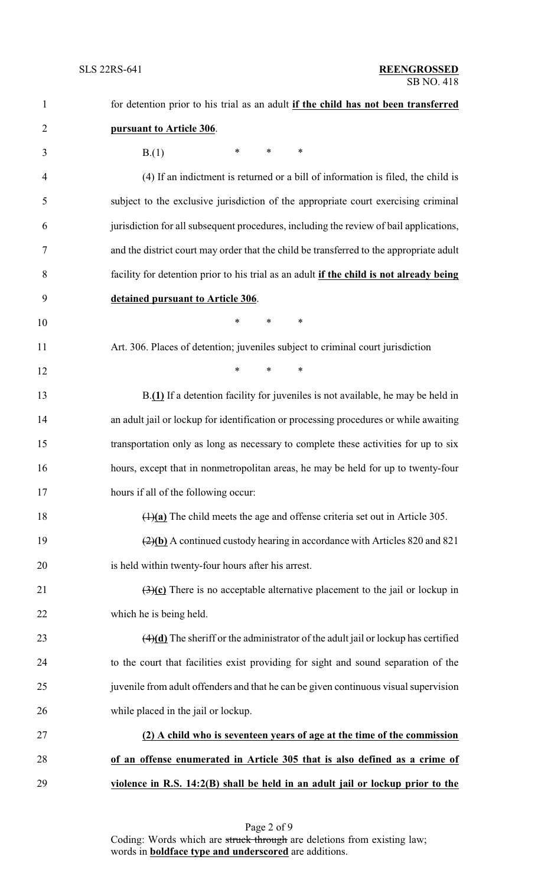for detention prior to his trial as an adult **<u>if the child has not been transferred pursuant to Article 306</u>**.

B.(1) * * *

(4) If an indictment is returned or a bill of information is filed, the child is subject to the exclusive jurisdiction of the appropriate court exercising criminal jurisdiction for all subsequent procedures, including the review of bail applications, and the district court may order that the child be transferred to the appropriate adult facility for detention prior to his trial as an adult **<u>if the child is not already being detained pursuant to Article 306</u>**.

\* * *

Art. 306. Places of detention; juveniles subject to criminal court jurisdiction

\* * *

B.**<u>(1)</u>** If a detention facility for juveniles is not available, he may be held in an adult jail or lockup for identification or processing procedures or while awaiting transportation only as long as necessary to complete these activities for up to six hours, except that in nonmetropolitan areas, he may be held for up to twenty-four hours if all of the following occur:

~~(1)~~**<u>(a)</u>** The child meets the age and offense criteria set out in Article 305.

~~(2)~~**<u>(b)</u>** A continued custody hearing in accordance with Articles 820 and 821 is held within twenty-four hours after his arrest.

~~(3)~~**<u>(c)</u>** There is no acceptable alternative placement to the jail or lockup in which he is being held.

~~(4)~~**<u>(d)</u>** The sheriff or the administrator of the adult jail or lockup has certified to the court that facilities exist providing for sight and sound separation of the juvenile from adult offenders and that he can be given continuous visual supervision while placed in the jail or lockup.

**<u>(2) A child who is seventeen years of age at the time of the commission of an offense enumerated in Article 305 that is also defined as a crime of violence in R.S. 14:2(B) shall be held in an adult jail or lockup prior to the</u>**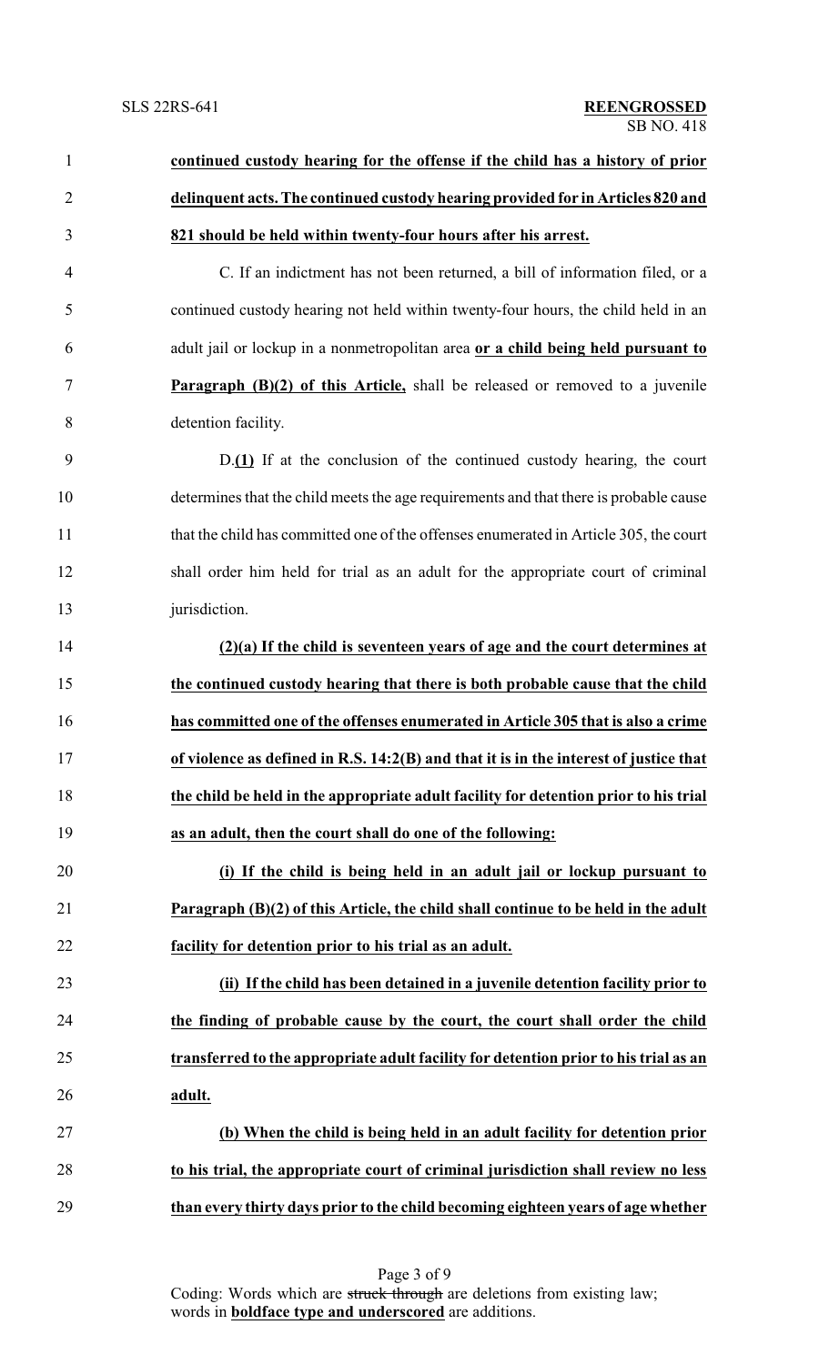**continued custody hearing for the offense if the child has a history of prior delinquent acts. The continued custody hearing provided for in Articles 820 and 821 should be held within twenty-four hours after his arrest.**

C. If an indictment has not been returned, a bill of information filed, or a continued custody hearing not held within twenty-four hours, the child held in an adult jail or lockup in a nonmetropolitan area **or a child being held pursuant to Paragraph (B)(2) of this Article,** shall be released or removed to a juvenile detention facility.

D.**(1)** If at the conclusion of the continued custody hearing, the court determines that the child meets the age requirements and that there is probable cause that the child has committed one of the offenses enumerated in Article 305, the court shall order him held for trial as an adult for the appropriate court of criminal jurisdiction.

**(2)(a) If the child is seventeen years of age and the court determines at the continued custody hearing that there is both probable cause that the child has committed one of the offenses enumerated in Article 305 that is also a crime of violence as defined in R.S. 14:2(B) and that it is in the interest of justice that the child be held in the appropriate adult facility for detention prior to his trial as an adult, then the court shall do one of the following:**

**(i) If the child is being held in an adult jail or lockup pursuant to Paragraph (B)(2) of this Article, the child shall continue to be held in the adult facility for detention prior to his trial as an adult.**

**(ii) If the child has been detained in a juvenile detention facility prior to the finding of probable cause by the court, the court shall order the child transferred to the appropriate adult facility for detention prior to his trial as an adult.**

**(b) When the child is being held in an adult facility for detention prior to his trial, the appropriate court of criminal jurisdiction shall review no less than every thirty days prior to the child becoming eighteen years of age whether**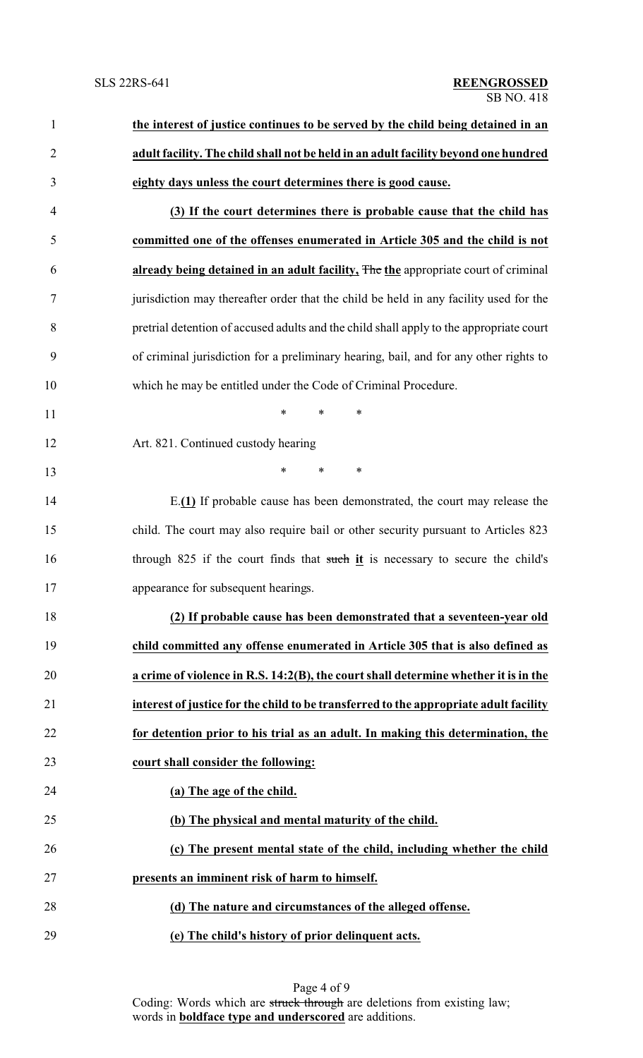**the interest of justice continues to be served by the child being detained in an adult facility. The child shall not be held in an adult facility beyond one hundred eighty days unless the court determines there is good cause.**

**(3) If the court determines there is probable cause that the child has committed one of the offenses enumerated in Article 305 and the child is not already being detained in an adult facility,** ~~The~~ **the** appropriate court of criminal jurisdiction may thereafter order that the child be held in any facility used for the pretrial detention of accused adults and the child shall apply to the appropriate court of criminal jurisdiction for a preliminary hearing, bail, and for any other rights to which he may be entitled under the Code of Criminal Procedure.

\* \* \*

Art. 821. Continued custody hearing

\* \* \*

E.**(1)** If probable cause has been demonstrated, the court may release the child. The court may also require bail or other security pursuant to Articles 823 through 825 if the court finds that ~~such~~ **it** is necessary to secure the child's appearance for subsequent hearings.

**(2) If probable cause has been demonstrated that a seventeen-year old child committed any offense enumerated in Article 305 that is also defined as a crime of violence in R.S. 14:2(B), the court shall determine whether it is in the interest of justice for the child to be transferred to the appropriate adult facility for detention prior to his trial as an adult. In making this determination, the court shall consider the following:**

**(a) The age of the child.**

**(b) The physical and mental maturity of the child.**

**(c) The present mental state of the child, including whether the child presents an imminent risk of harm to himself.**

**(d) The nature and circumstances of the alleged offense.**

**(e) The child's history of prior delinquent acts.**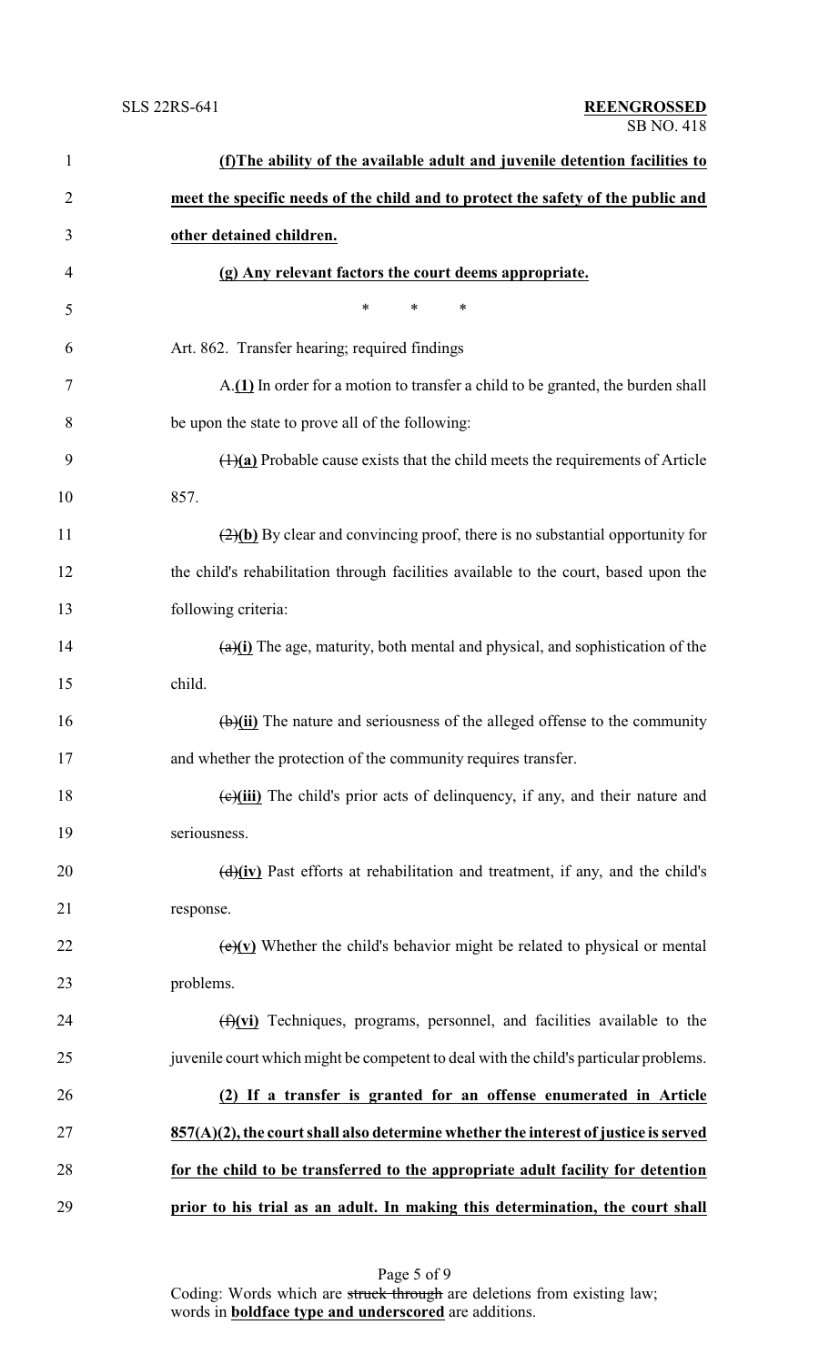**(f)The ability of the available adult and juvenile detention facilities to meet the specific needs of the child and to protect the safety of the public and other detained children.**

**(g) Any relevant factors the court deems appropriate.**

\* \* \*

Art. 862. Transfer hearing; required findings

A.**(1)** In order for a motion to transfer a child to be granted, the burden shall be upon the state to prove all of the following:

~~(1)~~**(a)** Probable cause exists that the child meets the requirements of Article 857.

~~(2)~~**(b)** By clear and convincing proof, there is no substantial opportunity for the child's rehabilitation through facilities available to the court, based upon the following criteria:

~~(a)~~**(i)** The age, maturity, both mental and physical, and sophistication of the child.

~~(b)~~**(ii)** The nature and seriousness of the alleged offense to the community and whether the protection of the community requires transfer.

~~(c)~~**(iii)** The child's prior acts of delinquency, if any, and their nature and seriousness.

~~(d)~~**(iv)** Past efforts at rehabilitation and treatment, if any, and the child's response.

~~(e)~~**(v)** Whether the child's behavior might be related to physical or mental problems.

~~(f)~~**(vi)** Techniques, programs, personnel, and facilities available to the juvenile court which might be competent to deal with the child's particular problems.

**(2) If a transfer is granted for an offense enumerated in Article 857(A)(2), the court shall also determine whether the interest of justice is served for the child to be transferred to the appropriate adult facility for detention prior to his trial as an adult. In making this determination, the court shall**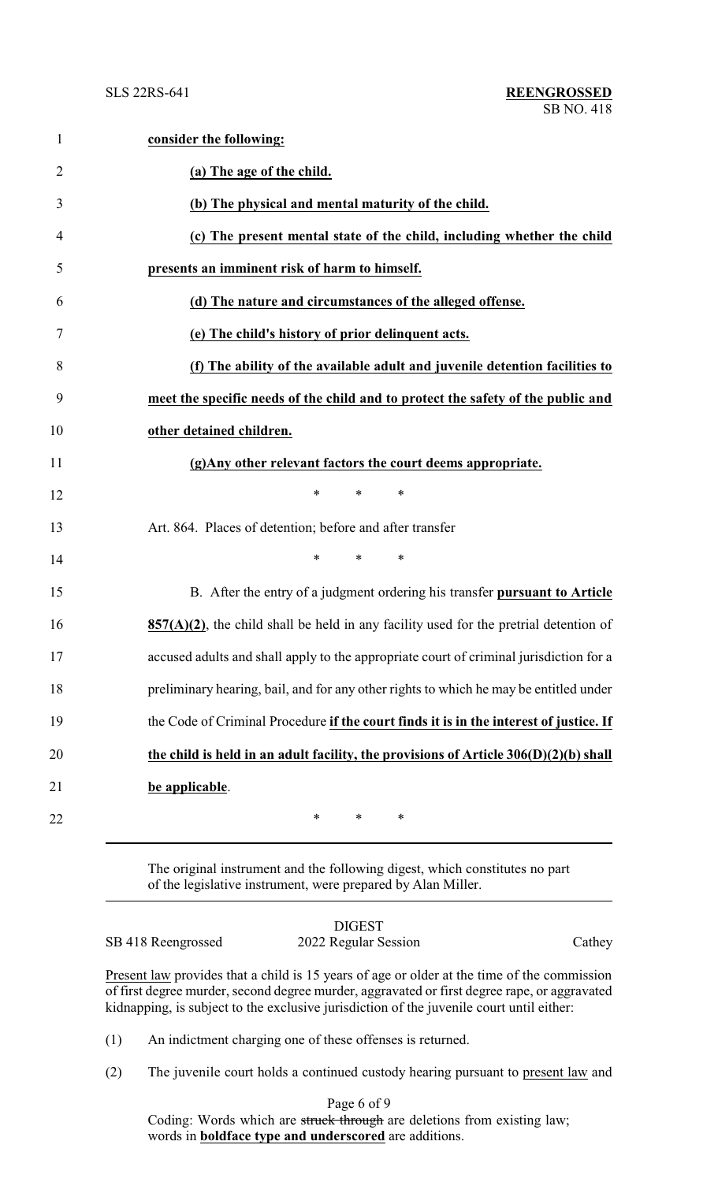**consider the following:**

**(a) The age of the child.**

**(b) The physical and mental maturity of the child.**

**(c) The present mental state of the child, including whether the child presents an imminent risk of harm to himself.**

**(d) The nature and circumstances of the alleged offense.**

**(e) The child's history of prior delinquent acts.**

**(f) The ability of the available adult and juvenile detention facilities to meet the specific needs of the child and to protect the safety of the public and other detained children.**

**(g)Any other relevant factors the court deems appropriate.**

\* \* \*

Art. 864. Places of detention; before and after transfer

\* \* \*

B. After the entry of a judgment ordering his transfer **pursuant to Article 857(A)(2)**, the child shall be held in any facility used for the pretrial detention of accused adults and shall apply to the appropriate court of criminal jurisdiction for a preliminary hearing, bail, and for any other rights to which he may be entitled under the Code of Criminal Procedure **if the court finds it is in the interest of justice. If the child is held in an adult facility, the provisions of Article 306(D)(2)(b) shall be applicable**.

\* \* \*

---

The original instrument and the following digest, which constitutes no part of the legislative instrument, were prepared by Alan Miller.

---

DIGEST

SB 418 Reengrossed — 2022 Regular Session — Cathey

Present law provides that a child is 15 years of age or older at the time of the commission of first degree murder, second degree murder, aggravated or first degree rape, or aggravated kidnapping, is subject to the exclusive jurisdiction of the juvenile court until either:

(1) An indictment charging one of these offenses is returned.

(2) The juvenile court holds a continued custody hearing pursuant to present law and

Coding: Words which are ~~struck through~~ are deletions from existing law; words in **boldface type and underscored** are additions.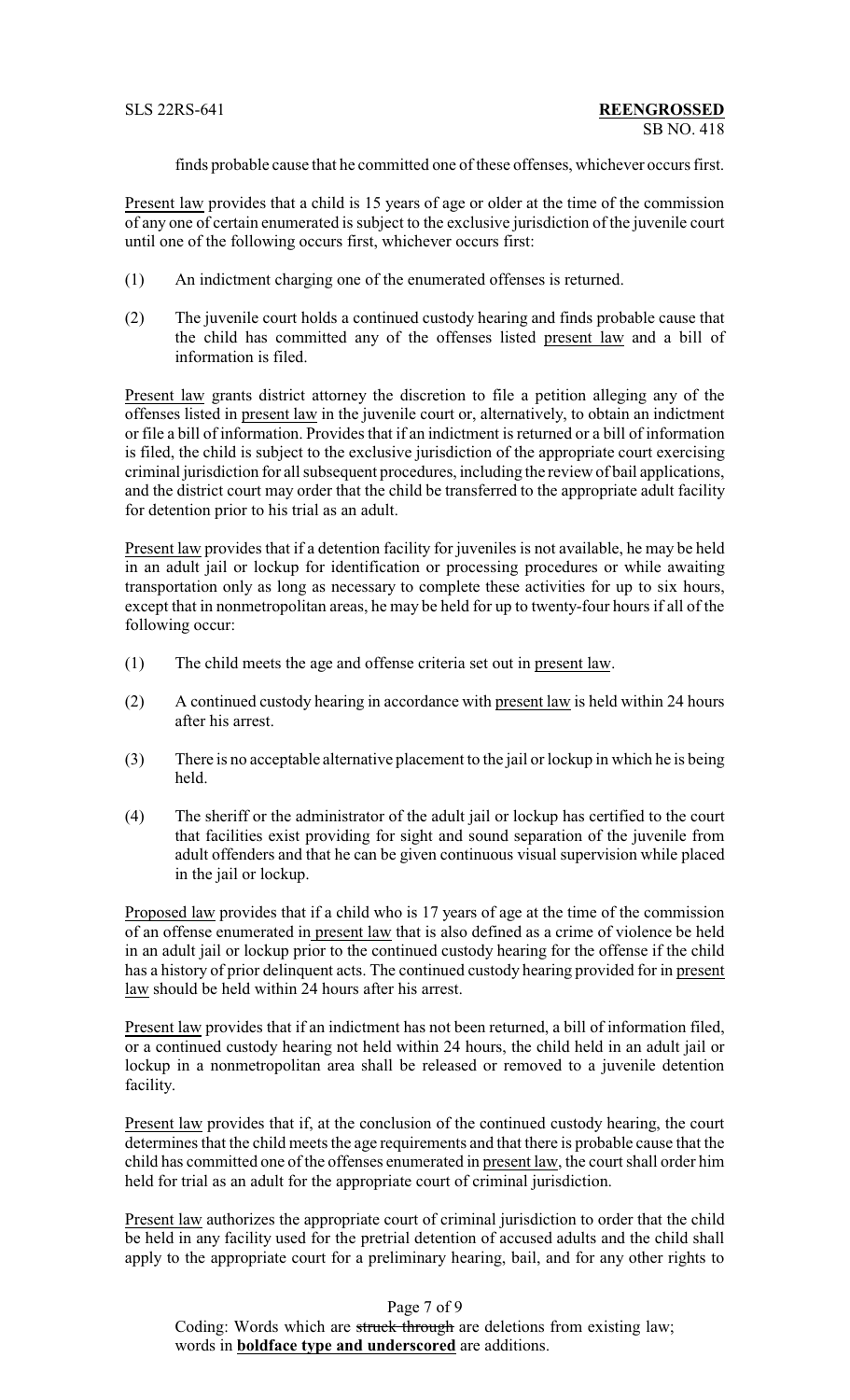finds probable cause that he committed one of these offenses, whichever occurs first.

Present law provides that a child is 15 years of age or older at the time of the commission of any one of certain enumerated is subject to the exclusive jurisdiction of the juvenile court until one of the following occurs first, whichever occurs first:

(1) An indictment charging one of the enumerated offenses is returned.

(2) The juvenile court holds a continued custody hearing and finds probable cause that the child has committed any of the offenses listed present law and a bill of information is filed.

Present law grants district attorney the discretion to file a petition alleging any of the offenses listed in present law in the juvenile court or, alternatively, to obtain an indictment or file a bill of information. Provides that if an indictment is returned or a bill of information is filed, the child is subject to the exclusive jurisdiction of the appropriate court exercising criminal jurisdiction for all subsequent procedures, including the review of bail applications, and the district court may order that the child be transferred to the appropriate adult facility for detention prior to his trial as an adult.

Present law provides that if a detention facility for juveniles is not available, he may be held in an adult jail or lockup for identification or processing procedures or while awaiting transportation only as long as necessary to complete these activities for up to six hours, except that in nonmetropolitan areas, he may be held for up to twenty-four hours if all of the following occur:

(1) The child meets the age and offense criteria set out in present law.

(2) A continued custody hearing in accordance with present law is held within 24 hours after his arrest.

(3) There is no acceptable alternative placement to the jail or lockup in which he is being held.

(4) The sheriff or the administrator of the adult jail or lockup has certified to the court that facilities exist providing for sight and sound separation of the juvenile from adult offenders and that he can be given continuous visual supervision while placed in the jail or lockup.

Proposed law provides that if a child who is 17 years of age at the time of the commission of an offense enumerated in present law that is also defined as a crime of violence be held in an adult jail or lockup prior to the continued custody hearing for the offense if the child has a history of prior delinquent acts. The continued custody hearing provided for in present law should be held within 24 hours after his arrest.

Present law provides that if an indictment has not been returned, a bill of information filed, or a continued custody hearing not held within 24 hours, the child held in an adult jail or lockup in a nonmetropolitan area shall be released or removed to a juvenile detention facility.

Present law provides that if, at the conclusion of the continued custody hearing, the court determines that the child meets the age requirements and that there is probable cause that the child has committed one of the offenses enumerated in present law, the court shall order him held for trial as an adult for the appropriate court of criminal jurisdiction.

Present law authorizes the appropriate court of criminal jurisdiction to order that the child be held in any facility used for the pretrial detention of accused adults and the child shall apply to the appropriate court for a preliminary hearing, bail, and for any other rights to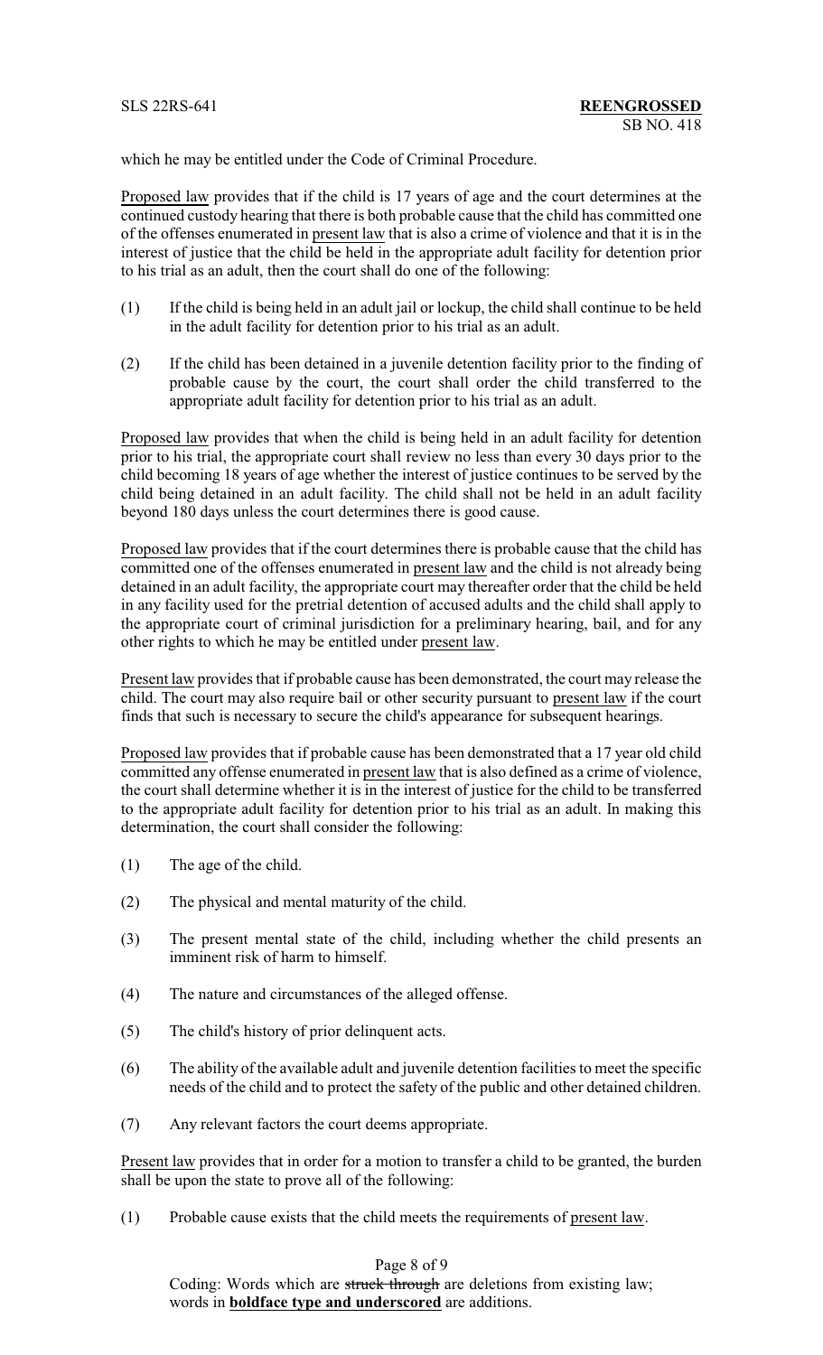which he may be entitled under the Code of Criminal Procedure.

Proposed law provides that if the child is 17 years of age and the court determines at the continued custody hearing that there is both probable cause that the child has committed one of the offenses enumerated in present law that is also a crime of violence and that it is in the interest of justice that the child be held in the appropriate adult facility for detention prior to his trial as an adult, then the court shall do one of the following:

(1) If the child is being held in an adult jail or lockup, the child shall continue to be held in the adult facility for detention prior to his trial as an adult.

(2) If the child has been detained in a juvenile detention facility prior to the finding of probable cause by the court, the court shall order the child transferred to the appropriate adult facility for detention prior to his trial as an adult.

Proposed law provides that when the child is being held in an adult facility for detention prior to his trial, the appropriate court shall review no less than every 30 days prior to the child becoming 18 years of age whether the interest of justice continues to be served by the child being detained in an adult facility. The child shall not be held in an adult facility beyond 180 days unless the court determines there is good cause.

Proposed law provides that if the court determines there is probable cause that the child has committed one of the offenses enumerated in present law and the child is not already being detained in an adult facility, the appropriate court may thereafter order that the child be held in any facility used for the pretrial detention of accused adults and the child shall apply to the appropriate court of criminal jurisdiction for a preliminary hearing, bail, and for any other rights to which he may be entitled under present law.

Present law provides that if probable cause has been demonstrated, the court may release the child. The court may also require bail or other security pursuant to present law if the court finds that such is necessary to secure the child's appearance for subsequent hearings.

Proposed law provides that if probable cause has been demonstrated that a 17 year old child committed any offense enumerated in present law that is also defined as a crime of violence, the court shall determine whether it is in the interest of justice for the child to be transferred to the appropriate adult facility for detention prior to his trial as an adult. In making this determination, the court shall consider the following:

(1) The age of the child.

(2) The physical and mental maturity of the child.

(3) The present mental state of the child, including whether the child presents an imminent risk of harm to himself.

(4) The nature and circumstances of the alleged offense.

(5) The child's history of prior delinquent acts.

(6) The ability of the available adult and juvenile detention facilities to meet the specific needs of the child and to protect the safety of the public and other detained children.

(7) Any relevant factors the court deems appropriate.

Present law provides that in order for a motion to transfer a child to be granted, the burden shall be upon the state to prove all of the following:

(1) Probable cause exists that the child meets the requirements of present law.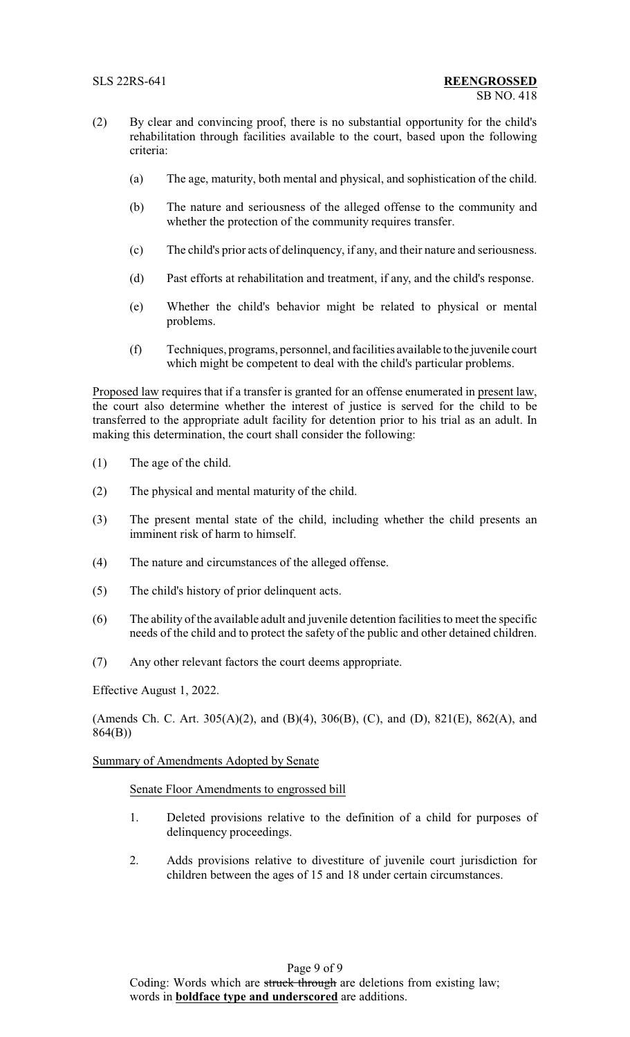(2) By clear and convincing proof, there is no substantial opportunity for the child's rehabilitation through facilities available to the court, based upon the following criteria:

   (a) The age, maturity, both mental and physical, and sophistication of the child.

   (b) The nature and seriousness of the alleged offense to the community and whether the protection of the community requires transfer.

   (c) The child's prior acts of delinquency, if any, and their nature and seriousness.

   (d) Past efforts at rehabilitation and treatment, if any, and the child's response.

   (e) Whether the child's behavior might be related to physical or mental problems.

   (f) Techniques, programs, personnel, and facilities available to the juvenile court which might be competent to deal with the child's particular problems.

Proposed law requires that if a transfer is granted for an offense enumerated in present law, the court also determine whether the interest of justice is served for the child to be transferred to the appropriate adult facility for detention prior to his trial as an adult. In making this determination, the court shall consider the following:

(1) The age of the child.

(2) The physical and mental maturity of the child.

(3) The present mental state of the child, including whether the child presents an imminent risk of harm to himself.

(4) The nature and circumstances of the alleged offense.

(5) The child's history of prior delinquent acts.

(6) The ability of the available adult and juvenile detention facilities to meet the specific needs of the child and to protect the safety of the public and other detained children.

(7) Any other relevant factors the court deems appropriate.

Effective August 1, 2022.

(Amends Ch. C. Art. 305(A)(2), and (B)(4), 306(B), (C), and (D), 821(E), 862(A), and 864(B))

Summary of Amendments Adopted by Senate

Senate Floor Amendments to engrossed bill

1. Deleted provisions relative to the definition of a child for purposes of delinquency proceedings.

2. Adds provisions relative to divestiture of juvenile court jurisdiction for children between the ages of 15 and 18 under certain circumstances.